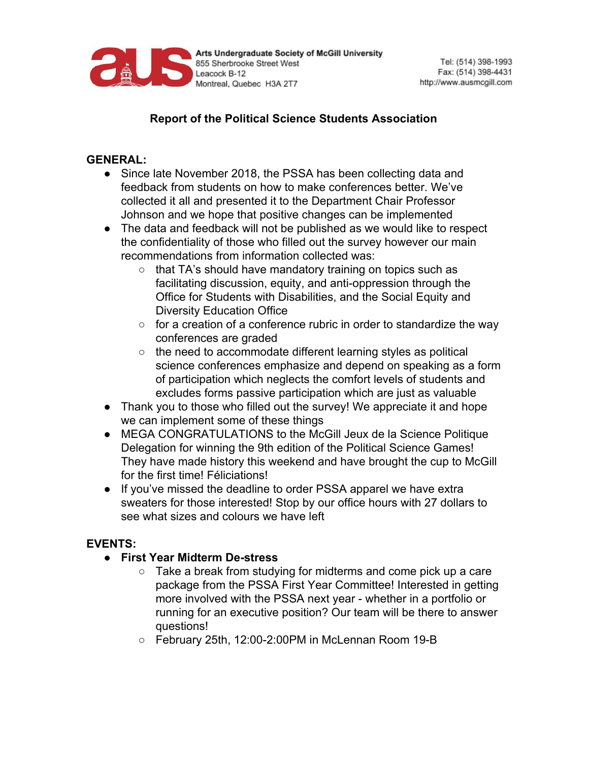Arts Undergraduate Society of McGill University
855 Sherbrooke Street West
Leacock B-12
Montreal, Quebec H3A 2T7

Tel: (514) 398-1993
Fax: (514) 398-4431
http://www.ausmcgill.com

## Report of the Political Science Students Association

### GENERAL:

- Since late November 2018, the PSSA has been collecting data and feedback from students on how to make conferences better. We've collected it all and presented it to the Department Chair Professor Johnson and we hope that positive changes can be implemented
- The data and feedback will not be published as we would like to respect the confidentiality of those who filled out the survey however our main recommendations from information collected was:
  - that TA's should have mandatory training on topics such as facilitating discussion, equity, and anti-oppression through the Office for Students with Disabilities, and the Social Equity and Diversity Education Office
  - for a creation of a conference rubric in order to standardize the way conferences are graded
  - the need to accommodate different learning styles as political science conferences emphasize and depend on speaking as a form of participation which neglects the comfort levels of students and excludes forms passive participation which are just as valuable
- Thank you to those who filled out the survey! We appreciate it and hope we can implement some of these things
- MEGA CONGRATULATIONS to the McGill Jeux de la Science Politique Delegation for winning the 9th edition of the Political Science Games! They have made history this weekend and have brought the cup to McGill for the first time! Féliciations!
- If you've missed the deadline to order PSSA apparel we have extra sweaters for those interested! Stop by our office hours with 27 dollars to see what sizes and colours we have left

### EVENTS:

- **First Year Midterm De-stress**
  - Take a break from studying for midterms and come pick up a care package from the PSSA First Year Committee! Interested in getting more involved with the PSSA next year - whether in a portfolio or running for an executive position? Our team will be there to answer questions!
  - February 25th, 12:00-2:00PM in McLennan Room 19-B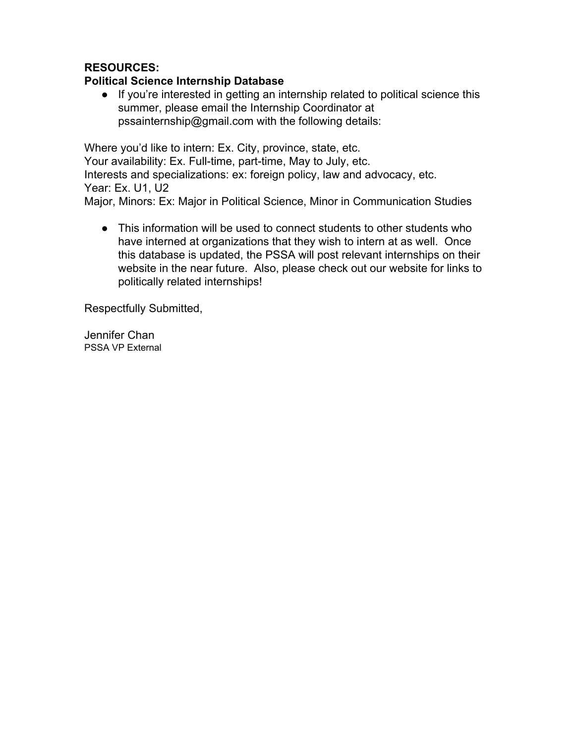**RESOURCES:**

**Political Science Internship Database**

- If you're interested in getting an internship related to political science this summer, please email the Internship Coordinator at pssainternship@gmail.com with the following details:

Where you'd like to intern: Ex. City, province, state, etc.
Your availability: Ex. Full-time, part-time, May to July, etc.
Interests and specializations: ex: foreign policy, law and advocacy, etc.
Year: Ex. U1, U2
Major, Minors: Ex: Major in Political Science, Minor in Communication Studies

- This information will be used to connect students to other students who have interned at organizations that they wish to intern at as well. Once this database is updated, the PSSA will post relevant internships on their website in the near future. Also, please check out our website for links to politically related internships!

Respectfully Submitted,

Jennifer Chan
PSSA VP External